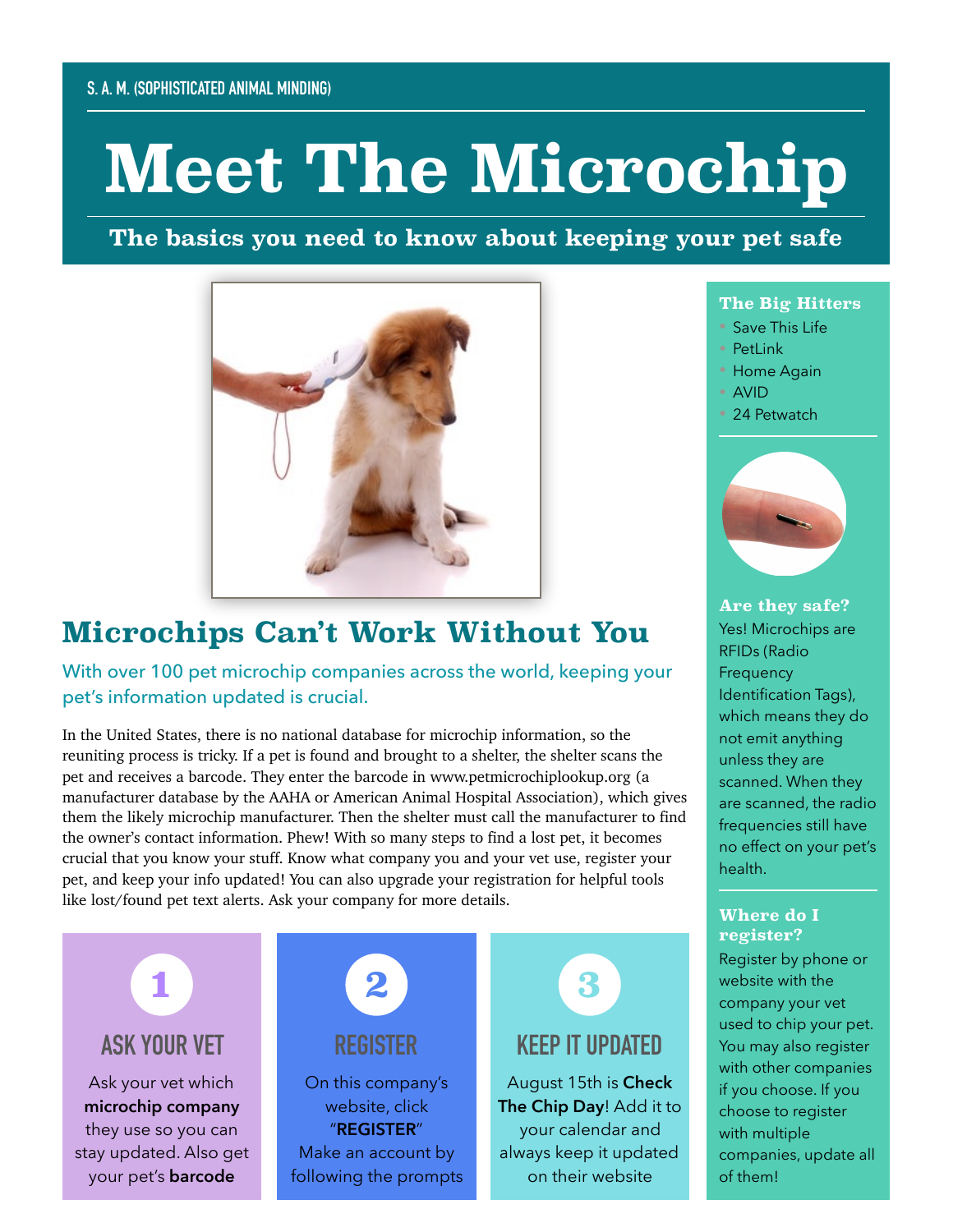S. A. M. (SOPHISTICATED ANIMAL MINDING)

# Meet The Microchip

**The basics you need to know about keeping your pet safe**

## Microchips Can't Work Without You

With over 100 pet microchip companies across the world, keeping your pet's information updated is crucial.

In the United States, there is no national database for microchip information, so the reuniting process is tricky. If a pet is found and brought to a shelter, the shelter scans the pet and receives a barcode. They enter the barcode in www.petmicrochiplookup.org (a manufacturer database by the AAHA or American Animal Hospital Association), which gives them the likely microchip manufacturer. Then the shelter must call the manufacturer to find the owner's contact information. Phew! With so many steps to find a lost pet, it becomes crucial that you know your stuff. Know what company you and your vet use, register your pet, and keep your info updated! You can also upgrade your registration for helpful tools like lost/found pet text alerts. Ask your company for more details.

### 1 ASK YOUR VET

Ask your vet which **microchip company** they use so you can stay updated. Also get your pet's **barcode**

### 2 REGISTER

On this company's website, click "**REGISTER**" Make an account by following the prompts

### 3 KEEP IT UPDATED

August 15th is **Check The Chip Day**! Add it to your calendar and always keep it updated on their website

### The Big Hitters

- Save This Life
- PetLink
- Home Again
- AVID
- 24 Petwatch

### Are they safe?

Yes! Microchips are RFIDs (Radio Frequency Identification Tags), which means they do not emit anything unless they are scanned. When they are scanned, the radio frequencies still have no effect on your pet's health.

### Where do I register?

Register by phone or website with the company your vet used to chip your pet. You may also register with other companies if you choose. If you choose to register with multiple companies, update all of them!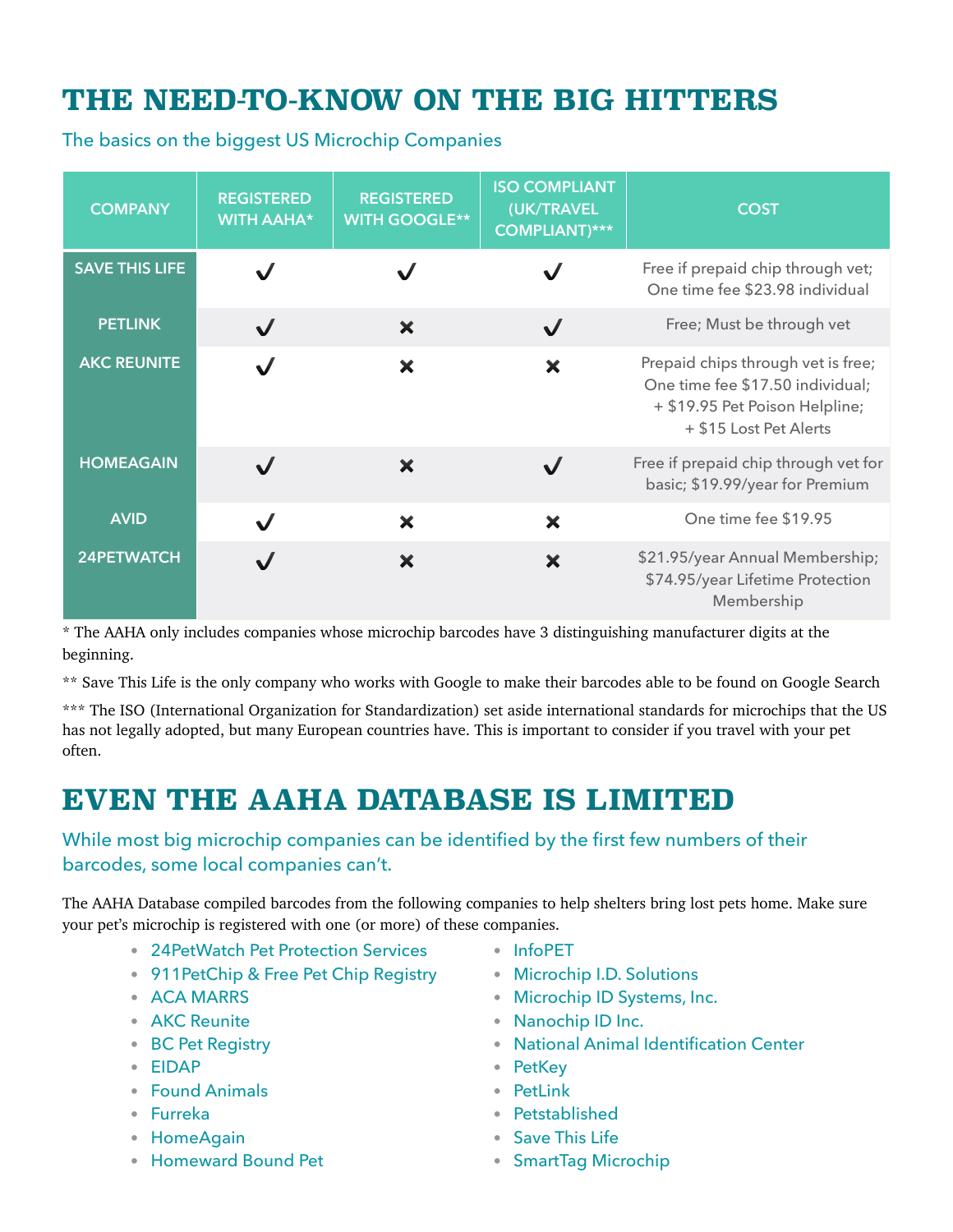# THE NEED-TO-KNOW ON THE BIG HITTERS

The basics on the biggest US Microchip Companies

| COMPANY | REGISTERED WITH AAHA* | REGISTERED WITH GOOGLE** | ISO COMPLIANT (UK/TRAVEL COMPLIANT)*** | COST |
|---|---|---|---|---|
| SAVE THIS LIFE | ✔ | ✔ | ✔ | Free if prepaid chip through vet; One time fee $23.98 individual |
| PETLINK | ✔ | ✖ | ✔ | Free; Must be through vet |
| AKC REUNITE | ✔ | ✖ | ✖ | Prepaid chips through vet is free; One time fee $17.50 individual; + $19.95 Pet Poison Helpline; + $15 Lost Pet Alerts |
| HOMEAGAIN | ✔ | ✖ | ✔ | Free if prepaid chip through vet for basic; $19.99/year for Premium |
| AVID | ✔ | ✖ | ✖ | One time fee $19.95 |
| 24PETWATCH | ✔ | ✖ | ✖ | $21.95/year Annual Membership; $74.95/year Lifetime Protection Membership |

* The AAHA only includes companies whose microchip barcodes have 3 distinguishing manufacturer digits at the beginning.

** Save This Life is the only company who works with Google to make their barcodes able to be found on Google Search

*** The ISO (International Organization for Standardization) set aside international standards for microchips that the US has not legally adopted, but many European countries have. This is important to consider if you travel with your pet often.

# EVEN THE AAHA DATABASE IS LIMITED

While most big microchip companies can be identified by the first few numbers of their barcodes, some local companies can't.

The AAHA Database compiled barcodes from the following companies to help shelters bring lost pets home. Make sure your pet's microchip is registered with one (or more) of these companies.

- 24PetWatch Pet Protection Services
- 911PetChip & Free Pet Chip Registry
- ACA MARRS
- AKC Reunite
- BC Pet Registry
- EIDAP
- Found Animals
- Furreka
- HomeAgain
- Homeward Bound Pet
- InfoPET
- Microchip I.D. Solutions
- Microchip ID Systems, Inc.
- Nanochip ID Inc.
- National Animal Identification Center
- PetKey
- PetLink
- Petstablished
- Save This Life
- SmartTag Microchip